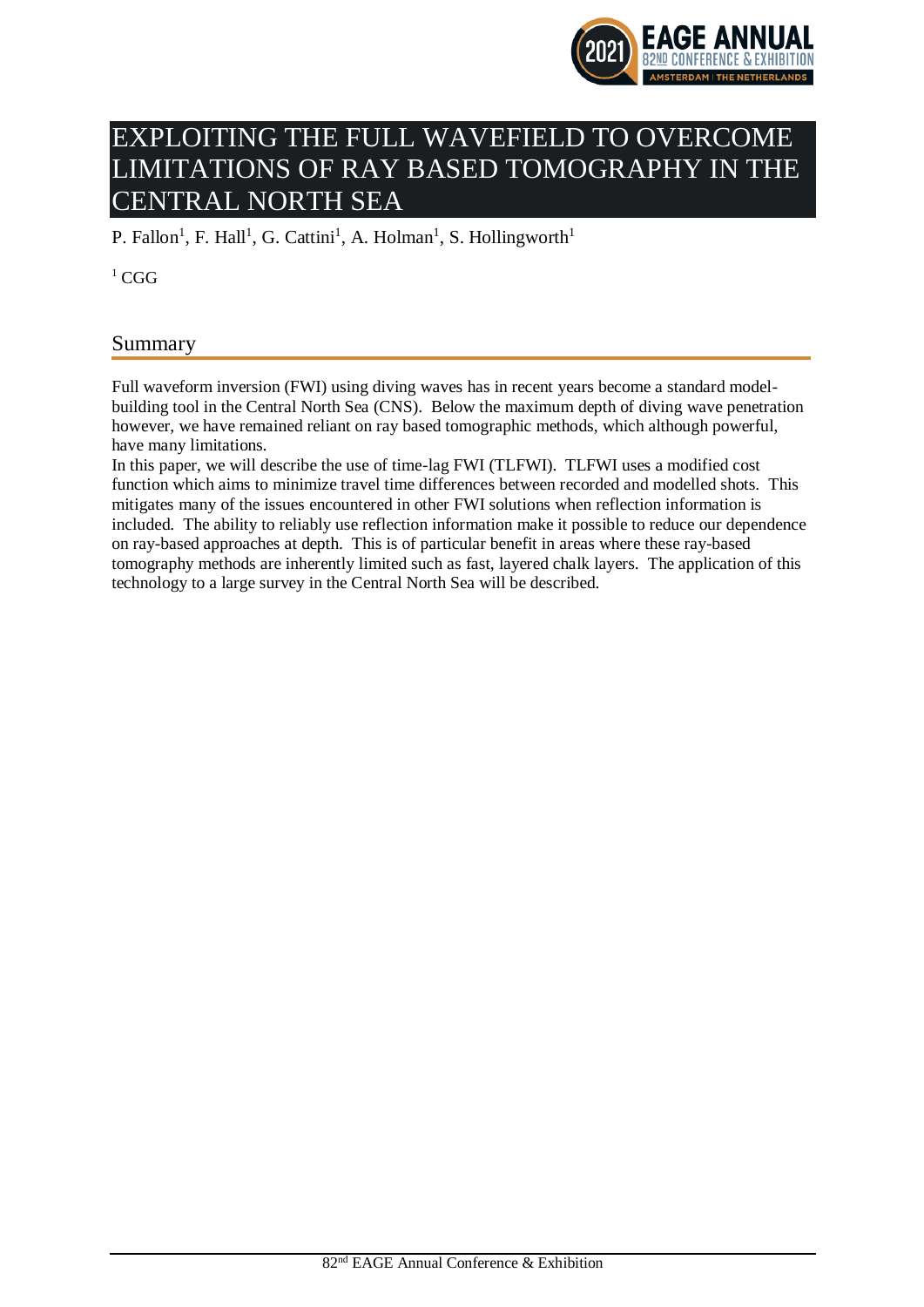# EXPLOITING THE FULL WAVEFIELD TO OVERCOME LIMITATIONS OF RAY BASED TOMOGRAPHY IN THE CENTRAL NORTH SEA

P. Fallon[1], F. Hall[1], G. Cattini[1], A. Holman[1], S. Hollingworth[1]

[1] CGG

## Summary

Full waveform inversion (FWI) using diving waves has in recent years become a standard model-building tool in the Central North Sea (CNS). Below the maximum depth of diving wave penetration however, we have remained reliant on ray based tomographic methods, which although powerful, have many limitations.

In this paper, we will describe the use of time-lag FWI (TLFWI). TLFWI uses a modified cost function which aims to minimize travel time differences between recorded and modelled shots. This mitigates many of the issues encountered in other FWI solutions when reflection information is included. The ability to reliably use reflection information make it possible to reduce our dependence on ray-based approaches at depth. This is of particular benefit in areas where these ray-based tomography methods are inherently limited such as fast, layered chalk layers. The application of this technology to a large survey in the Central North Sea will be described.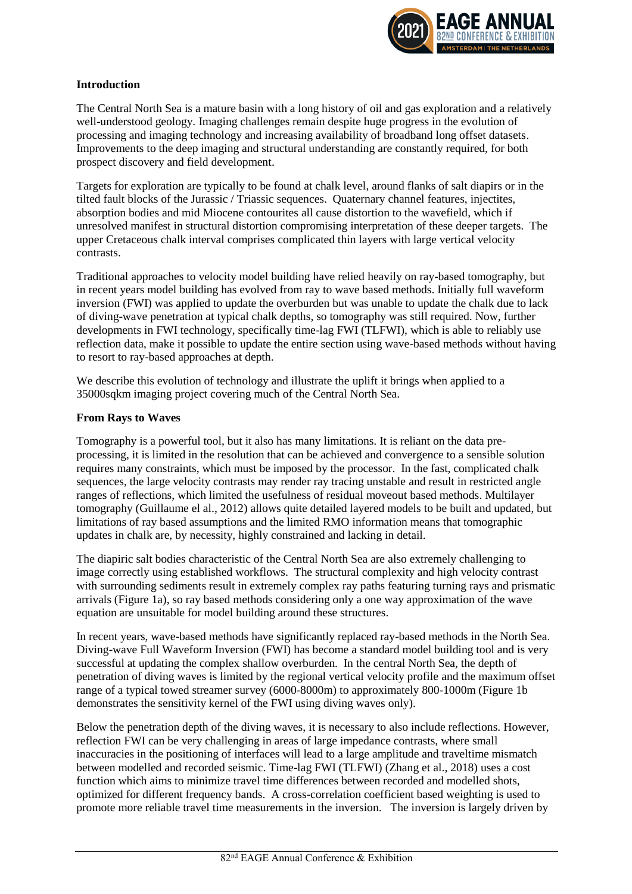## Introduction

The Central North Sea is a mature basin with a long history of oil and gas exploration and a relatively well-understood geology. Imaging challenges remain despite huge progress in the evolution of processing and imaging technology and increasing availability of broadband long offset datasets. Improvements to the deep imaging and structural understanding are constantly required, for both prospect discovery and field development.

Targets for exploration are typically to be found at chalk level, around flanks of salt diapirs or in the tilted fault blocks of the Jurassic / Triassic sequences. Quaternary channel features, injectites, absorption bodies and mid Miocene contourites all cause distortion to the wavefield, which if unresolved manifest in structural distortion compromising interpretation of these deeper targets. The upper Cretaceous chalk interval comprises complicated thin layers with large vertical velocity contrasts.

Traditional approaches to velocity model building have relied heavily on ray-based tomography, but in recent years model building has evolved from ray to wave based methods. Initially full waveform inversion (FWI) was applied to update the overburden but was unable to update the chalk due to lack of diving-wave penetration at typical chalk depths, so tomography was still required. Now, further developments in FWI technology, specifically time-lag FWI (TLFWI), which is able to reliably use reflection data, make it possible to update the entire section using wave-based methods without having to resort to ray-based approaches at depth.

We describe this evolution of technology and illustrate the uplift it brings when applied to a 35000sqkm imaging project covering much of the Central North Sea.

## From Rays to Waves

Tomography is a powerful tool, but it also has many limitations. It is reliant on the data pre-processing, it is limited in the resolution that can be achieved and convergence to a sensible solution requires many constraints, which must be imposed by the processor. In the fast, complicated chalk sequences, the large velocity contrasts may render ray tracing unstable and result in restricted angle ranges of reflections, which limited the usefulness of residual moveout based methods. Multilayer tomography (Guillaume el al., 2012) allows quite detailed layered models to be built and updated, but limitations of ray based assumptions and the limited RMO information means that tomographic updates in chalk are, by necessity, highly constrained and lacking in detail.

The diapiric salt bodies characteristic of the Central North Sea are also extremely challenging to image correctly using established workflows. The structural complexity and high velocity contrast with surrounding sediments result in extremely complex ray paths featuring turning rays and prismatic arrivals (Figure 1a), so ray based methods considering only a one way approximation of the wave equation are unsuitable for model building around these structures.

In recent years, wave-based methods have significantly replaced ray-based methods in the North Sea. Diving-wave Full Waveform Inversion (FWI) has become a standard model building tool and is very successful at updating the complex shallow overburden. In the central North Sea, the depth of penetration of diving waves is limited by the regional vertical velocity profile and the maximum offset range of a typical towed streamer survey (6000-8000m) to approximately 800-1000m (Figure 1b demonstrates the sensitivity kernel of the FWI using diving waves only).

Below the penetration depth of the diving waves, it is necessary to also include reflections. However, reflection FWI can be very challenging in areas of large impedance contrasts, where small inaccuracies in the positioning of interfaces will lead to a large amplitude and traveltime mismatch between modelled and recorded seismic. Time-lag FWI (TLFWI) (Zhang et al., 2018) uses a cost function which aims to minimize travel time differences between recorded and modelled shots, optimized for different frequency bands. A cross-correlation coefficient based weighting is used to promote more reliable travel time measurements in the inversion. The inversion is largely driven by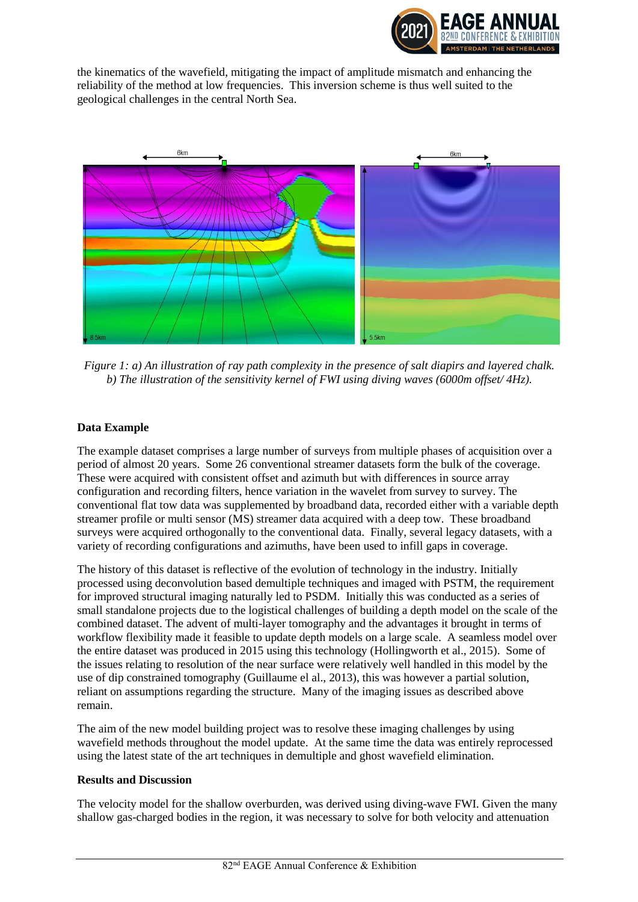the kinematics of the wavefield, mitigating the impact of amplitude mismatch and enhancing the reliability of the method at low frequencies. This inversion scheme is thus well suited to the geological challenges in the central North Sea.

*Figure 1: a) An illustration of ray path complexity in the presence of salt diapirs and layered chalk. b) The illustration of the sensitivity kernel of FWI using diving waves (6000m offset/ 4Hz).*

**Data Example**

The example dataset comprises a large number of surveys from multiple phases of acquisition over a period of almost 20 years. Some 26 conventional streamer datasets form the bulk of the coverage. These were acquired with consistent offset and azimuth but with differences in source array configuration and recording filters, hence variation in the wavelet from survey to survey. The conventional flat tow data was supplemented by broadband data, recorded either with a variable depth streamer profile or multi sensor (MS) streamer data acquired with a deep tow. These broadband surveys were acquired orthogonally to the conventional data. Finally, several legacy datasets, with a variety of recording configurations and azimuths, have been used to infill gaps in coverage.

The history of this dataset is reflective of the evolution of technology in the industry. Initially processed using deconvolution based demultiple techniques and imaged with PSTM, the requirement for improved structural imaging naturally led to PSDM. Initially this was conducted as a series of small standalone projects due to the logistical challenges of building a depth model on the scale of the combined dataset. The advent of multi-layer tomography and the advantages it brought in terms of workflow flexibility made it feasible to update depth models on a large scale. A seamless model over the entire dataset was produced in 2015 using this technology (Hollingworth et al., 2015). Some of the issues relating to resolution of the near surface were relatively well handled in this model by the use of dip constrained tomography (Guillaume el al., 2013), this was however a partial solution, reliant on assumptions regarding the structure. Many of the imaging issues as described above remain.

The aim of the new model building project was to resolve these imaging challenges by using wavefield methods throughout the model update. At the same time the data was entirely reprocessed using the latest state of the art techniques in demultiple and ghost wavefield elimination.

**Results and Discussion**

The velocity model for the shallow overburden, was derived using diving-wave FWI. Given the many shallow gas-charged bodies in the region, it was necessary to solve for both velocity and attenuation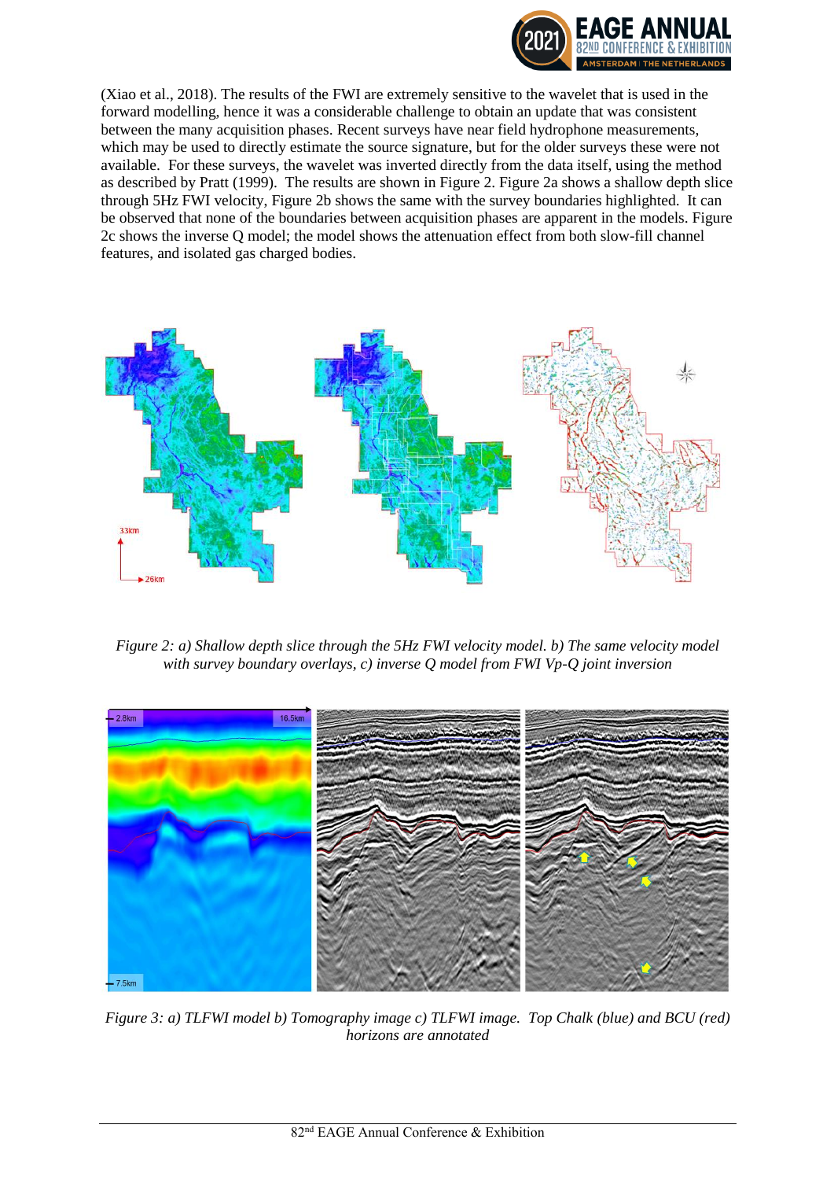(Xiao et al., 2018). The results of the FWI are extremely sensitive to the wavelet that is used in the forward modelling, hence it was a considerable challenge to obtain an update that was consistent between the many acquisition phases. Recent surveys have near field hydrophone measurements, which may be used to directly estimate the source signature, but for the older surveys these were not available. For these surveys, the wavelet was inverted directly from the data itself, using the method as described by Pratt (1999). The results are shown in Figure 2. Figure 2a shows a shallow depth slice through 5Hz FWI velocity, Figure 2b shows the same with the survey boundaries highlighted. It can be observed that none of the boundaries between acquisition phases are apparent in the models. Figure 2c shows the inverse Q model; the model shows the attenuation effect from both slow-fill channel features, and isolated gas charged bodies.

*Figure 2: a) Shallow depth slice through the 5Hz FWI velocity model. b) The same velocity model with survey boundary overlays, c) inverse Q model from FWI Vp-Q joint inversion*

*Figure 3: a) TLFWI model b) Tomography image c) TLFWI image. Top Chalk (blue) and BCU (red) horizons are annotated*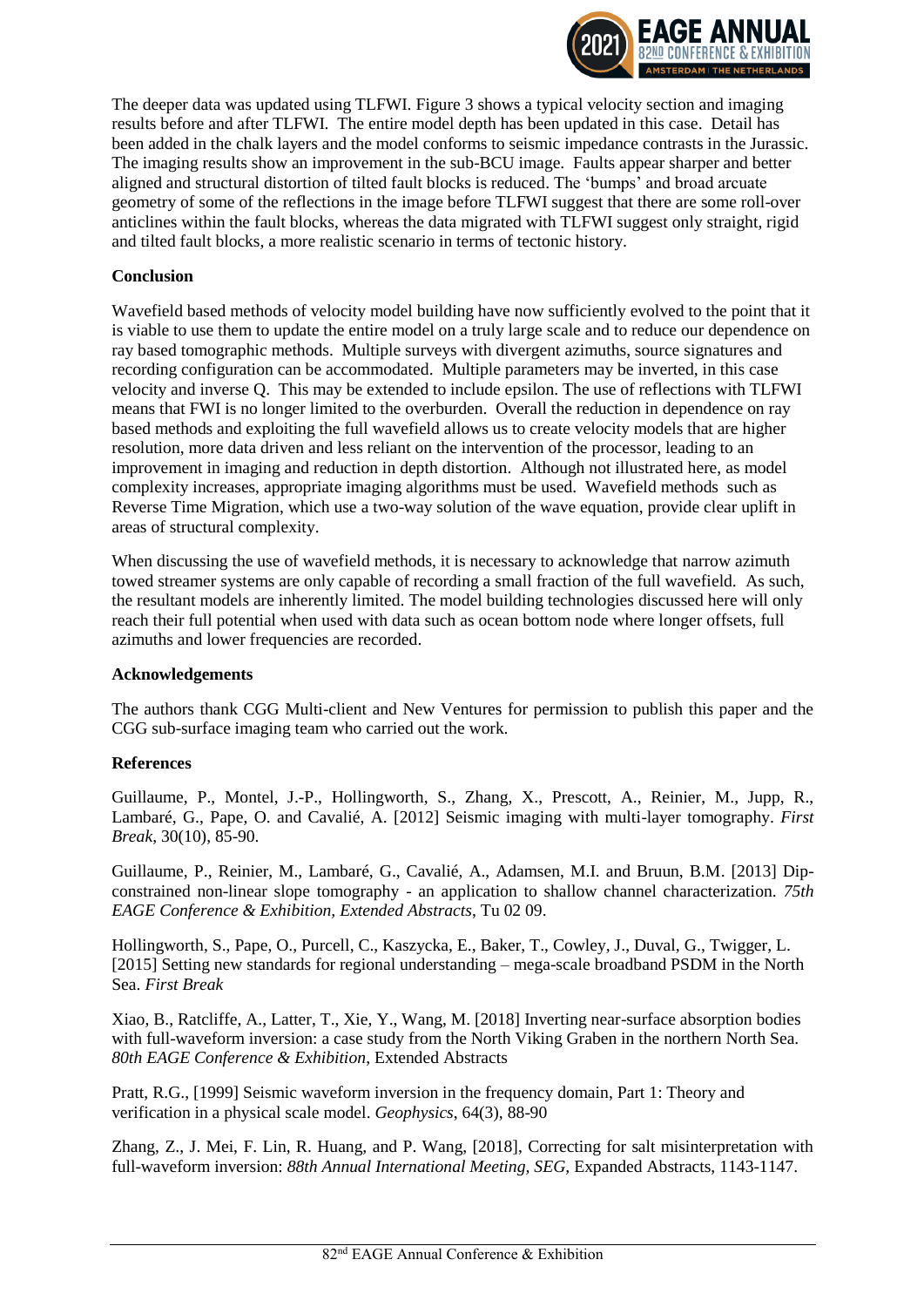The deeper data was updated using TLFWI. Figure 3 shows a typical velocity section and imaging results before and after TLFWI. The entire model depth has been updated in this case. Detail has been added in the chalk layers and the model conforms to seismic impedance contrasts in the Jurassic. The imaging results show an improvement in the sub-BCU image. Faults appear sharper and better aligned and structural distortion of tilted fault blocks is reduced. The 'bumps' and broad arcuate geometry of some of the reflections in the image before TLFWI suggest that there are some roll-over anticlines within the fault blocks, whereas the data migrated with TLFWI suggest only straight, rigid and tilted fault blocks, a more realistic scenario in terms of tectonic history.

**Conclusion**

Wavefield based methods of velocity model building have now sufficiently evolved to the point that it is viable to use them to update the entire model on a truly large scale and to reduce our dependence on ray based tomographic methods. Multiple surveys with divergent azimuths, source signatures and recording configuration can be accommodated. Multiple parameters may be inverted, in this case velocity and inverse Q. This may be extended to include epsilon. The use of reflections with TLFWI means that FWI is no longer limited to the overburden. Overall the reduction in dependence on ray based methods and exploiting the full wavefield allows us to create velocity models that are higher resolution, more data driven and less reliant on the intervention of the processor, leading to an improvement in imaging and reduction in depth distortion. Although not illustrated here, as model complexity increases, appropriate imaging algorithms must be used. Wavefield methods such as Reverse Time Migration, which use a two-way solution of the wave equation, provide clear uplift in areas of structural complexity.

When discussing the use of wavefield methods, it is necessary to acknowledge that narrow azimuth towed streamer systems are only capable of recording a small fraction of the full wavefield. As such, the resultant models are inherently limited. The model building technologies discussed here will only reach their full potential when used with data such as ocean bottom node where longer offsets, full azimuths and lower frequencies are recorded.

**Acknowledgements**

The authors thank CGG Multi-client and New Ventures for permission to publish this paper and the CGG sub-surface imaging team who carried out the work.

**References**

Guillaume, P., Montel, J.-P., Hollingworth, S., Zhang, X., Prescott, A., Reinier, M., Jupp, R., Lambaré, G., Pape, O. and Cavalié, A. [2012] Seismic imaging with multi-layer tomography. *First Break*, 30(10), 85-90.

Guillaume, P., Reinier, M., Lambaré, G., Cavalié, A., Adamsen, M.I. and Bruun, B.M. [2013] Dip-constrained non-linear slope tomography - an application to shallow channel characterization. *75th EAGE Conference & Exhibition, Extended Abstracts*, Tu 02 09.

Hollingworth, S., Pape, O., Purcell, C., Kaszycka, E., Baker, T., Cowley, J., Duval, G., Twigger, L. [2015] Setting new standards for regional understanding – mega-scale broadband PSDM in the North Sea. *First Break*

Xiao, B., Ratcliffe, A., Latter, T., Xie, Y., Wang, M. [2018] Inverting near-surface absorption bodies with full-waveform inversion: a case study from the North Viking Graben in the northern North Sea. *80th EAGE Conference & Exhibition*, Extended Abstracts

Pratt, R.G., [1999] Seismic waveform inversion in the frequency domain, Part 1: Theory and verification in a physical scale model. *Geophysics*, 64(3), 88-90

Zhang, Z., J. Mei, F. Lin, R. Huang, and P. Wang, [2018], Correcting for salt misinterpretation with full-waveform inversion: *88th Annual International Meeting, SEG*, Expanded Abstracts, 1143-1147.